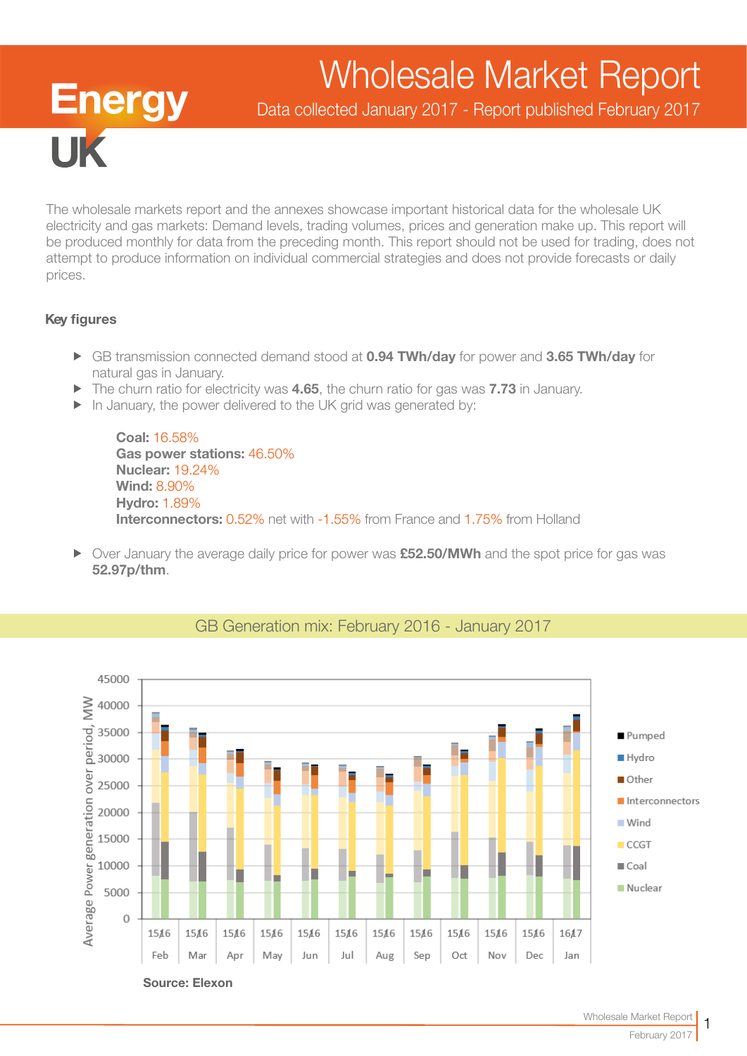# Wholesale Market Report

Data collected January 2017 - Report published February 2017

Energy UK

The wholesale markets report and the annexes showcase important historical data for the wholesale UK electricity and gas markets: Demand levels, trading volumes, prices and generation make up. This report will be produced monthly for data from the preceding month. This report should not be used for trading, does not attempt to produce information on individual commercial strategies and does not provide forecasts or daily prices.

**Key figures**

- GB transmission connected demand stood at **0.94 TWh/day** for power and **3.65 TWh/day** for natural gas in January.
- The churn ratio for electricity was **4.65**, the churn ratio for gas was **7.73** in January.
- In January, the power delivered to the UK grid was generated by:

  **Coal:** 16.58%
  **Gas power stations:** 46.50%
  **Nuclear:** 19.24%
  **Wind:** 8.90%
  **Hydro:** 1.89%
  **Interconnectors:** 0.52% net with -1.55% from France and 1.75% from Holland

- Over January the average daily price for power was **£52.50/MWh** and the spot price for gas was **52.97p/thm**.

## GB Generation mix: February 2016 - January 2017

Average Power generation over period, MW

45000
40000
35000
30000
25000
20000
15000
10000
5000
0

15 16 Feb | 15 16 Mar | 15 16 Apr | 15 16 May | 15 16 Jun | 15 16 Jul | 15 16 Aug | 15 16 Sep | 15 16 Oct | 15 16 Nov | 15 16 Dec | 16 17 Jan

Pumped
Hydro
Other
Interconnectors
Wind
CCGT
Coal
Nuclear

**Source: Elexon**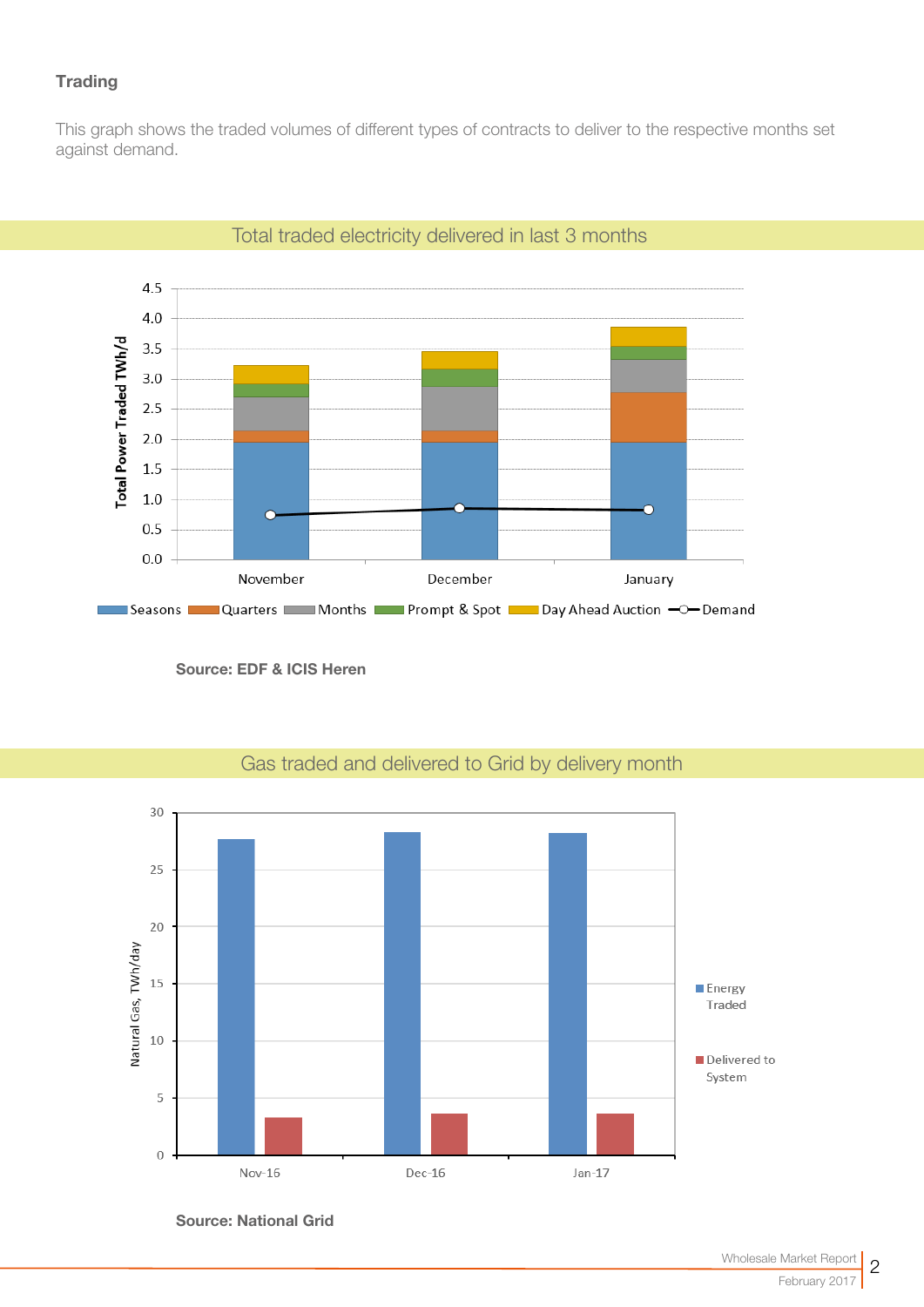## Trading

This graph shows the traded volumes of different types of contracts to deliver to the respective months set against demand.

Total traded electricity delivered in last 3 months

Total Power Traded TWh/d

4.5
4.0
3.5
3.0
2.5
2.0
1.5
1.0
0.5
0.0

November
December
January

Seasons, Quarters, Months, Prompt & Spot, Day Ahead Auction, Demand

**Source: EDF & ICIS Heren**

Gas traded and delivered to Grid by delivery month

Natural Gas, TWh/day

30
25
20
15
10
5
0

Nov-16
Dec-16
Jan-17

Energy Traded
Delivered to System

**Source: National Grid**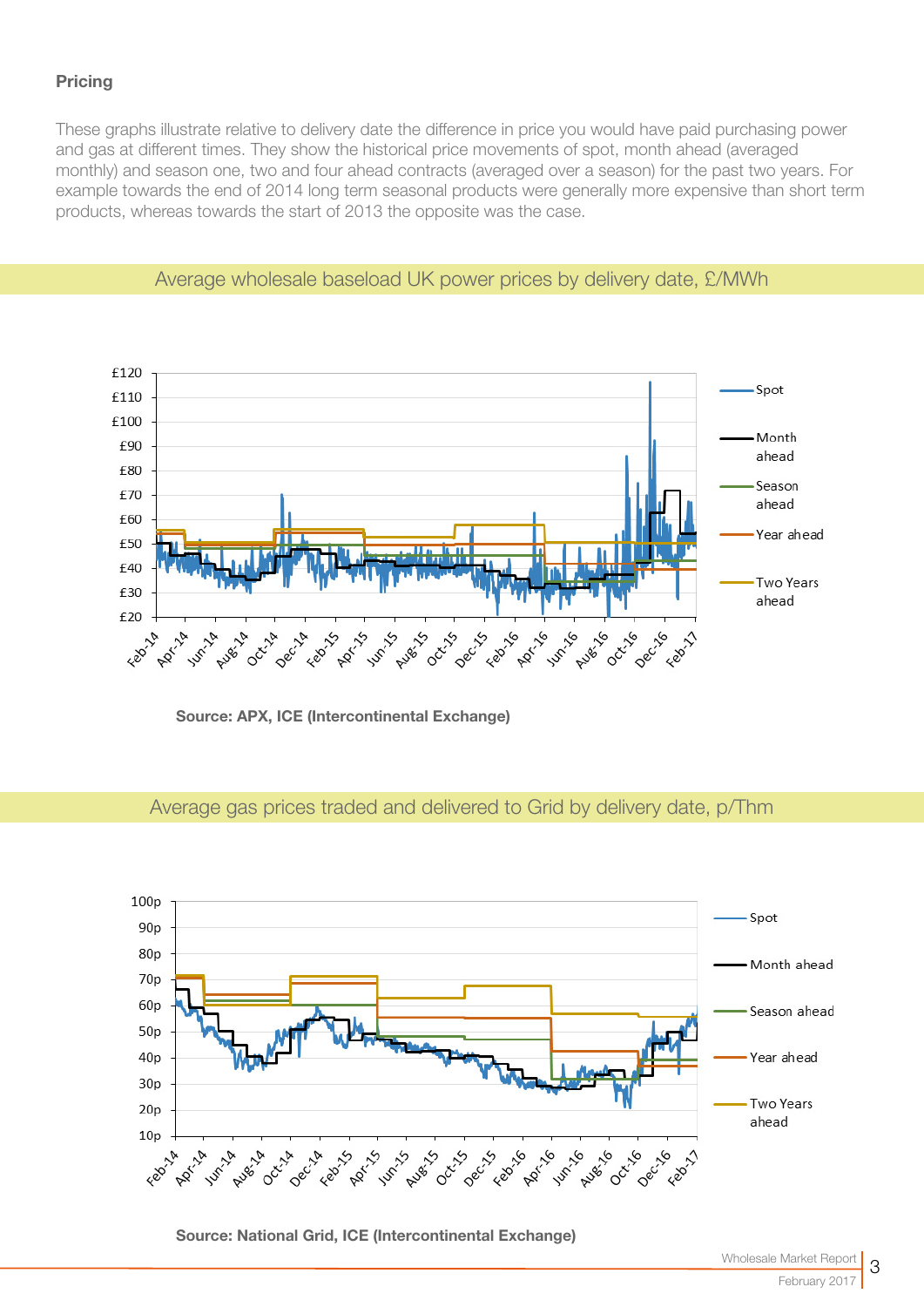## Pricing

These graphs illustrate relative to delivery date the difference in price you would have paid purchasing power and gas at different times. They show the historical price movements of spot, month ahead (averaged monthly) and season one, two and four ahead contracts (averaged over a season) for the past two years. For example towards the end of 2014 long term seasonal products were generally more expensive than short term products, whereas towards the start of 2013 the opposite was the case.

### Average wholesale baseload UK power prices by delivery date, £/MWh

£120
£110
£100
£90
£80
£70
£60
£50
£40
£30
£20

Feb-14, Apr-14, Jun-14, Aug-14, Oct-14, Dec-14, Feb-15, Apr-15, Jun-15, Aug-15, Oct-15, Dec-15, Feb-16, Apr-16, Jun-16, Aug-16, Oct-16, Dec-16, Feb-17

Spot
Month ahead
Season ahead
Year ahead
Two Years ahead

**Source: APX, ICE (Intercontinental Exchange)**

### Average gas prices traded and delivered to Grid by delivery date, p/Thm

100p
90p
80p
70p
60p
50p
40p
30p
20p
10p

Feb-14, Apr-14, Jun-14, Aug-14, Oct-14, Dec-14, Feb-15, Apr-15, Jun-15, Aug-15, Oct-15, Dec-15, Feb-16, Apr-16, Jun-16, Aug-16, Oct-16, Dec-16, Feb-17

Spot
Month ahead
Season ahead
Year ahead
Two Years ahead

**Source: National Grid, ICE (Intercontinental Exchange)**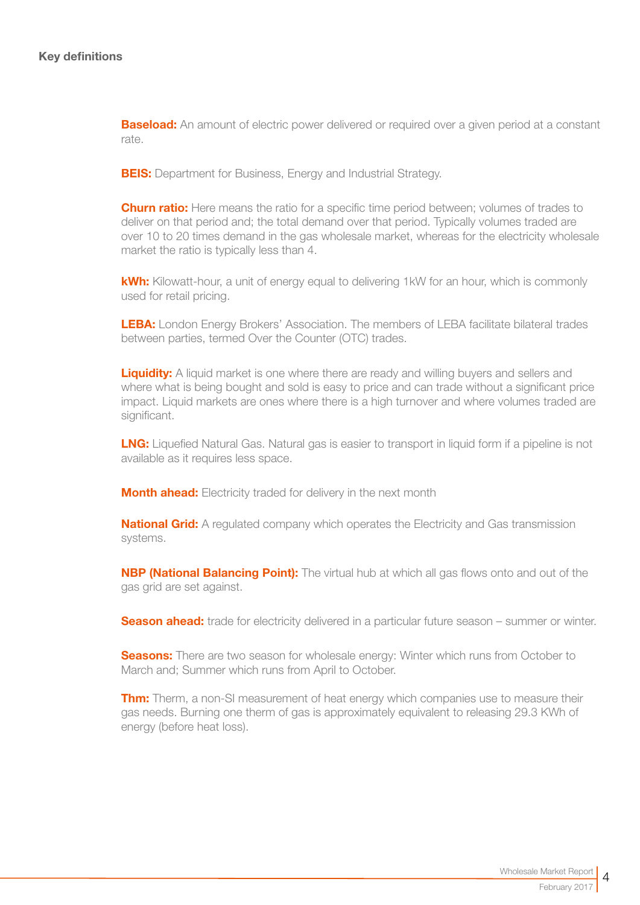## Key definitions

**Baseload:** An amount of electric power delivered or required over a given period at a constant rate.

**BEIS:** Department for Business, Energy and Industrial Strategy.

**Churn ratio:** Here means the ratio for a specific time period between; volumes of trades to deliver on that period and; the total demand over that period. Typically volumes traded are over 10 to 20 times demand in the gas wholesale market, whereas for the electricity wholesale market the ratio is typically less than 4.

**kWh:** Kilowatt-hour, a unit of energy equal to delivering 1kW for an hour, which is commonly used for retail pricing.

**LEBA:** London Energy Brokers' Association. The members of LEBA facilitate bilateral trades between parties, termed Over the Counter (OTC) trades.

**Liquidity:** A liquid market is one where there are ready and willing buyers and sellers and where what is being bought and sold is easy to price and can trade without a significant price impact. Liquid markets are ones where there is a high turnover and where volumes traded are significant.

**LNG:** Liquefied Natural Gas. Natural gas is easier to transport in liquid form if a pipeline is not available as it requires less space.

**Month ahead:** Electricity traded for delivery in the next month

**National Grid:** A regulated company which operates the Electricity and Gas transmission systems.

**NBP (National Balancing Point):** The virtual hub at which all gas flows onto and out of the gas grid are set against.

**Season ahead:** trade for electricity delivered in a particular future season – summer or winter.

**Seasons:** There are two season for wholesale energy: Winter which runs from October to March and; Summer which runs from April to October.

**Thm:** Therm, a non-SI measurement of heat energy which companies use to measure their gas needs. Burning one therm of gas is approximately equivalent to releasing 29.3 KWh of energy (before heat loss).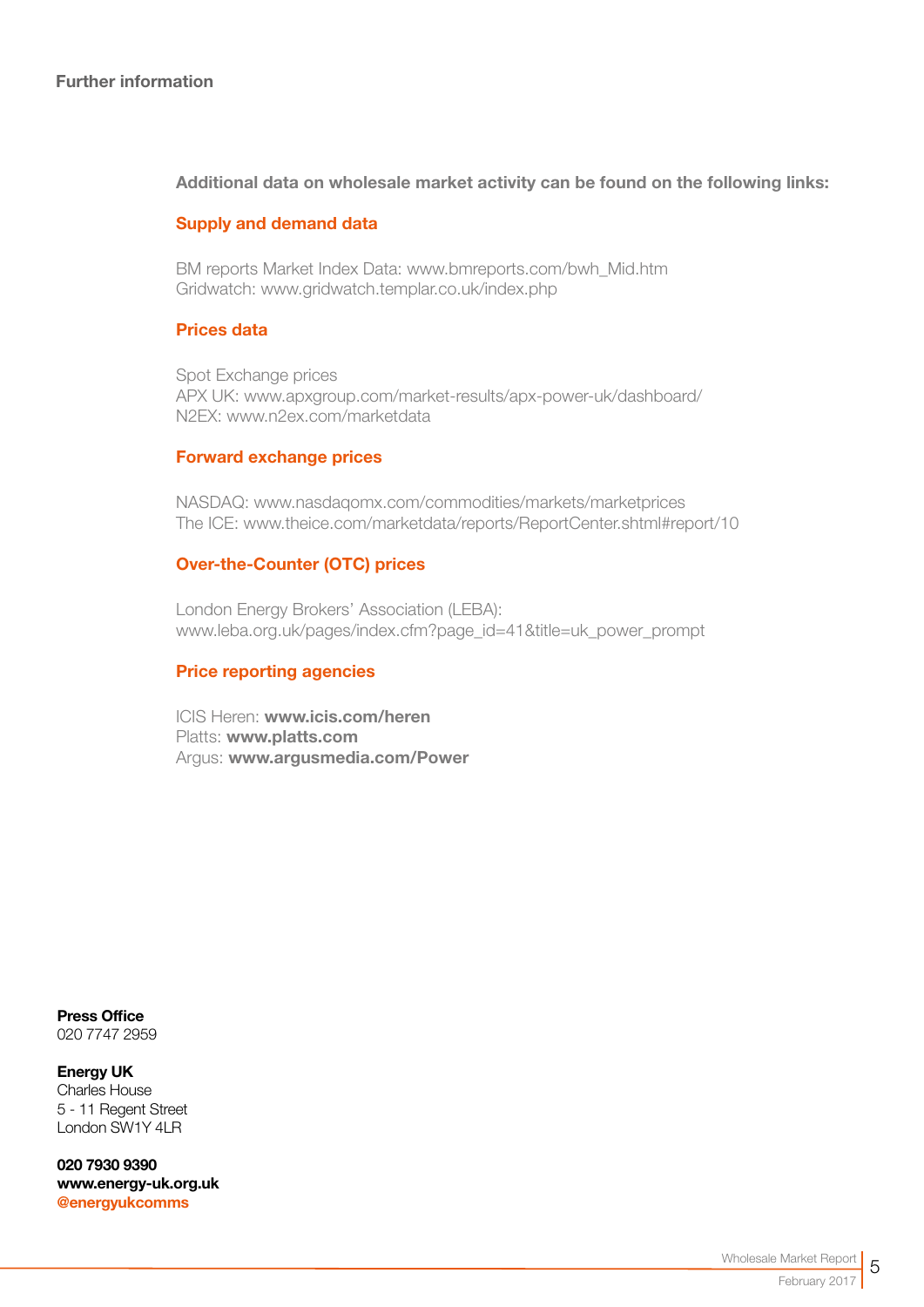## Further information

**Additional data on wholesale market activity can be found on the following links:**

### Supply and demand data

BM reports Market Index Data: www.bmreports.com/bwh_Mid.htm
Gridwatch: www.gridwatch.templar.co.uk/index.php

### Prices data

Spot Exchange prices
APX UK: www.apxgroup.com/market-results/apx-power-uk/dashboard/
N2EX: www.n2ex.com/marketdata

### Forward exchange prices

NASDAQ: www.nasdaqomx.com/commodities/markets/marketprices
The ICE: www.theice.com/marketdata/reports/ReportCenter.shtml#report/10

### Over-the-Counter (OTC) prices

London Energy Brokers' Association (LEBA):
www.leba.org.uk/pages/index.cfm?page_id=41&title=uk_power_prompt

### Price reporting agencies

ICIS Heren: **www.icis.com/heren**
Platts: **www.platts.com**
Argus: **www.argusmedia.com/Power**

**Press Office**
020 7747 2959

**Energy UK**
Charles House
5 - 11 Regent Street
London SW1Y 4LR

**020 7930 9390**
**www.energy-uk.org.uk**
**@energyukcomms**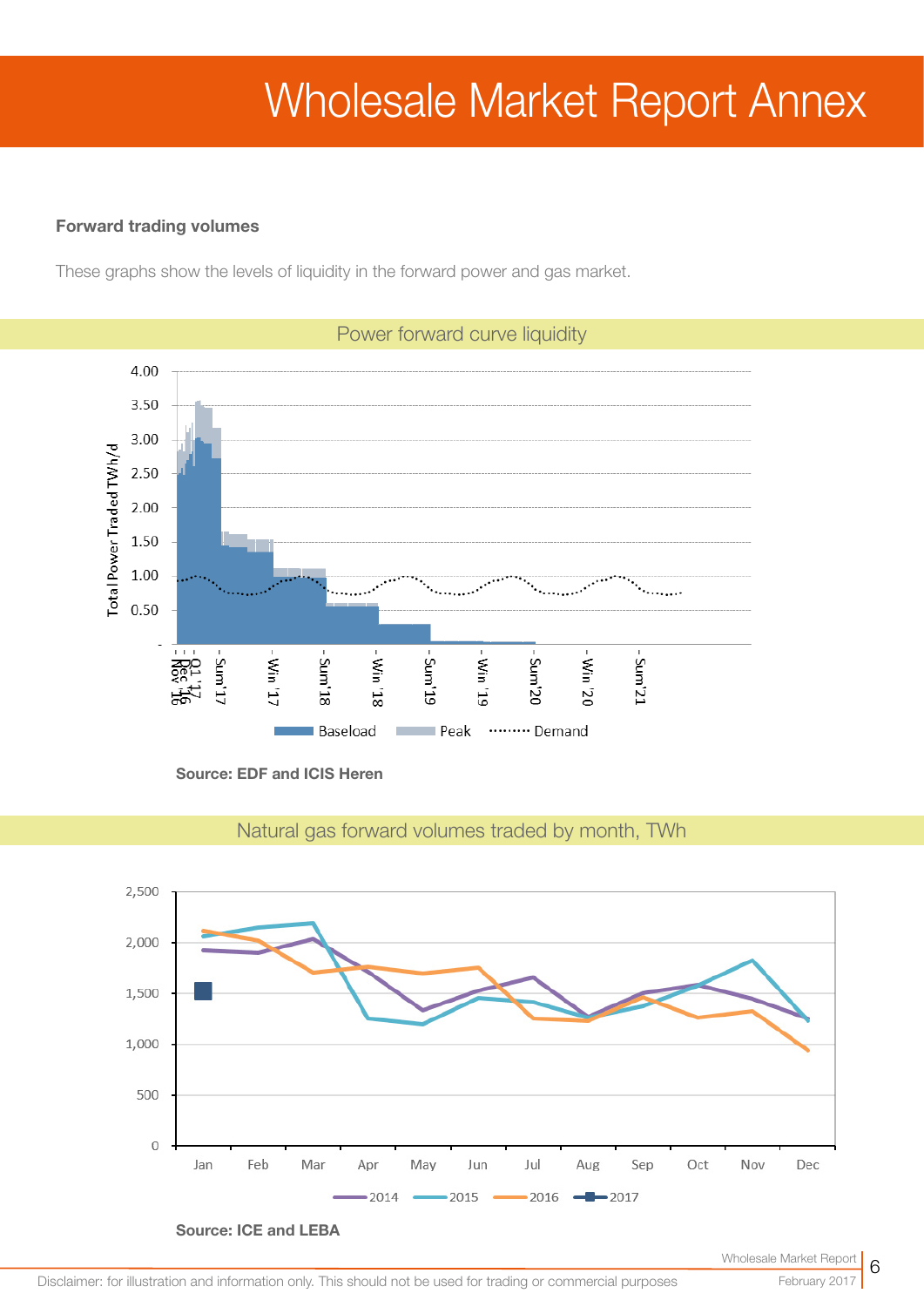# Wholesale Market Report Annex

**Forward trading volumes**

These graphs show the levels of liquidity in the forward power and gas market.

## Power forward curve liquidity

Total Power Traded TWh/d

4.00
3.50
3.00
2.50
2.00
1.50
1.00
0.50
-

Nov '16
Dec '16
Q1 '17
Sum '17
Win '17
Sum '18
Win '18
Sum '19
Win '19
Sum '20
Win '20
Sum '21

Baseload
Peak
Demand

**Source: EDF and ICIS Heren**

## Natural gas forward volumes traded by month, TWh

2,500
2,000
1,500
1,000
500
0

Jan
Feb
Mar
Apr
May
Jun
Jul
Aug
Sep
Oct
Nov
Dec

2014
2015
2016
2017

**Source: ICE and LEBA**

Disclaimer: for illustration and information only. This should not be used for trading or commercial purposes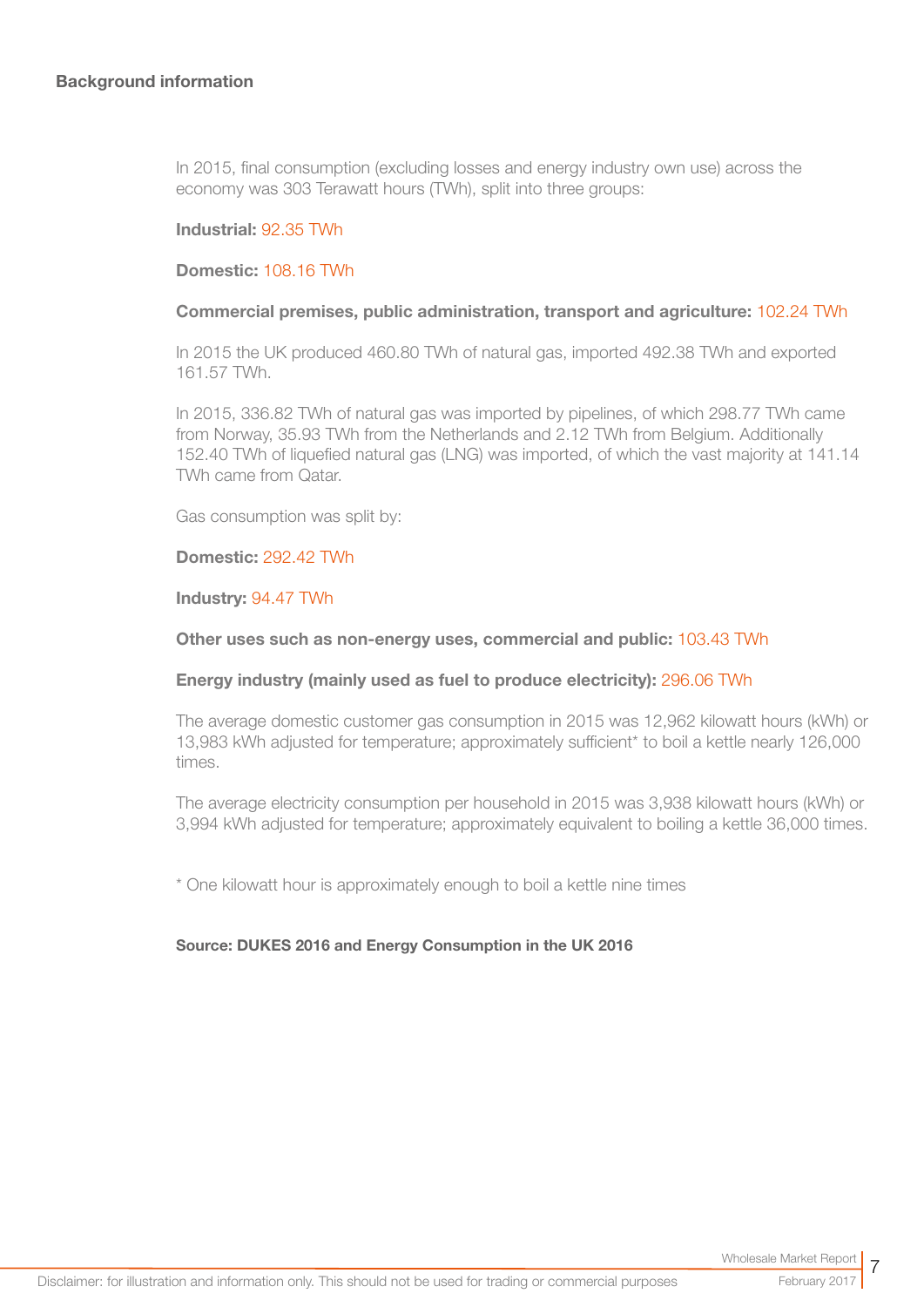**Background information**

In 2015, final consumption (excluding losses and energy industry own use) across the economy was 303 Terawatt hours (TWh), split into three groups:

**Industrial:** 92.35 TWh

**Domestic:** 108.16 TWh

**Commercial premises, public administration, transport and agriculture:** 102.24 TWh

In 2015 the UK produced 460.80 TWh of natural gas, imported 492.38 TWh and exported 161.57 TWh.

In 2015, 336.82 TWh of natural gas was imported by pipelines, of which 298.77 TWh came from Norway, 35.93 TWh from the Netherlands and 2.12 TWh from Belgium. Additionally 152.40 TWh of liquefied natural gas (LNG) was imported, of which the vast majority at 141.14 TWh came from Qatar.

Gas consumption was split by:

**Domestic:** 292.42 TWh

**Industry:** 94.47 TWh

**Other uses such as non-energy uses, commercial and public:** 103.43 TWh

**Energy industry (mainly used as fuel to produce electricity):** 296.06 TWh

The average domestic customer gas consumption in 2015 was 12,962 kilowatt hours (kWh) or 13,983 kWh adjusted for temperature; approximately sufficient* to boil a kettle nearly 126,000 times.

The average electricity consumption per household in 2015 was 3,938 kilowatt hours (kWh) or 3,994 kWh adjusted for temperature; approximately equivalent to boiling a kettle 36,000 times.

* One kilowatt hour is approximately enough to boil a kettle nine times

**Source: DUKES 2016 and Energy Consumption in the UK 2016**

Disclaimer: for illustration and information only. This should not be used for trading or commercial purposes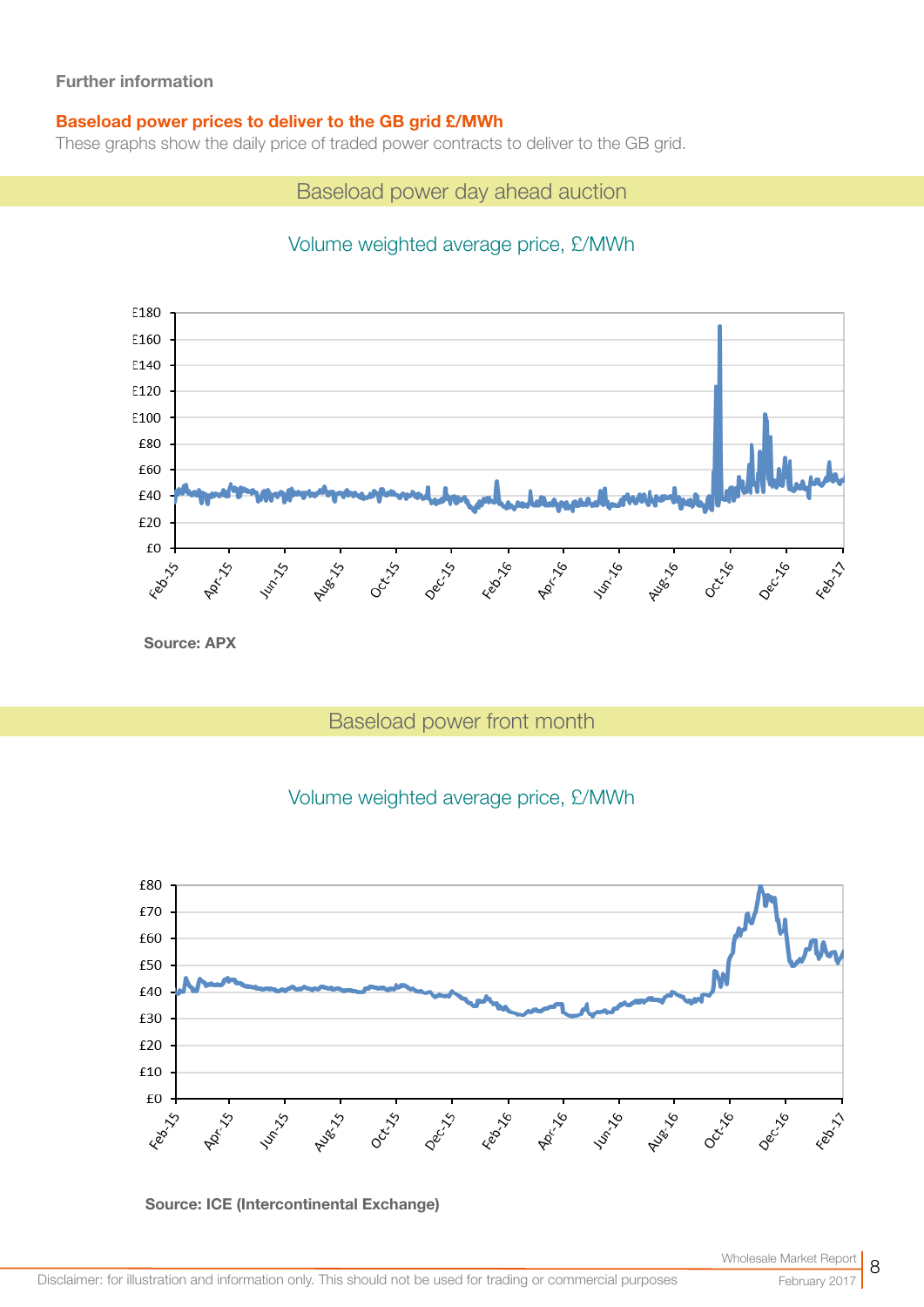**Further information**

**Baseload power prices to deliver to the GB grid £/MWh**

These graphs show the daily price of traded power contracts to deliver to the GB grid.

## Baseload power day ahead auction

Volume weighted average price, £/MWh

£180
£160
£140
£120
£100
£80
£60
£40
£20
£0

Feb-15 Apr-15 Jun-15 Aug-15 Oct-15 Dec-15 Feb-16 Apr-16 Jun-16 Aug-16 Oct-16 Dec-16 Feb-17

**Source: APX**

## Baseload power front month

Volume weighted average price, £/MWh

£80
£70
£60
£50
£40
£30
£20
£10
£0

Feb-15 Apr-15 Jun-15 Aug-15 Oct-15 Dec-15 Feb-16 Apr-16 Jun-16 Aug-16 Oct-16 Dec-16 Feb-17

**Source: ICE (Intercontinental Exchange)**

Disclaimer: for illustration and information only. This should not be used for trading or commercial purposes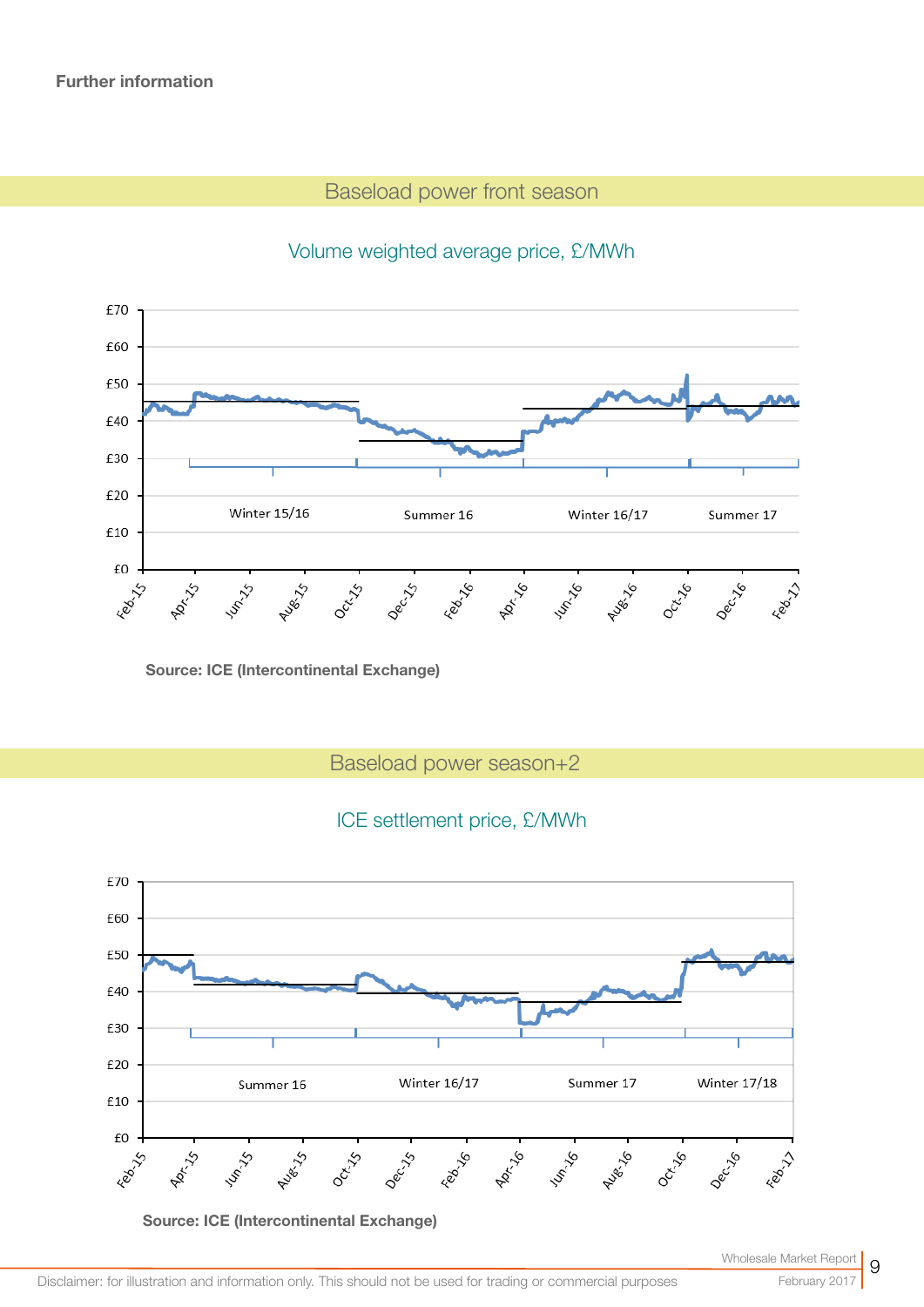**Further information**

## Baseload power front season

Volume weighted average price, £/MWh

£70
£60
£50
£40
£30
£20
£10
£0

Winter 15/16
Summer 16
Winter 16/17
Summer 17

Feb-15
Apr-15
Jun-15
Aug-15
Oct-15
Dec-15
Feb-16
Apr-16
Jun-16
Aug-16
Oct-16
Dec-16
Feb-17

**Source: ICE (Intercontinental Exchange)**

## Baseload power season+2

ICE settlement price, £/MWh

£70
£60
£50
£40
£30
£20
£10
£0

Summer 16
Winter 16/17
Summer 17
Winter 17/18

Feb-15
Apr-15
Jun-15
Aug-15
Oct-15
Dec-15
Feb-16
Apr-16
Jun-16
Aug-16
Oct-16
Dec-16
Feb-17

**Source: ICE (Intercontinental Exchange)**

Disclaimer: for illustration and information only. This should not be used for trading or commercial purposes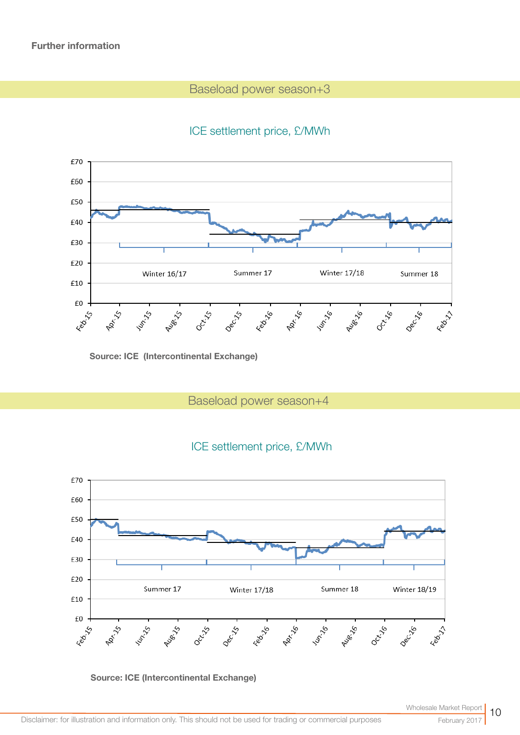**Further information**

## Baseload power season+3

ICE settlement price, £/MWh

£70
£60
£50
£40
£30
£20
£10
£0

Winter 16/17
Summer 17
Winter 17/18
Summer 18

Feb-15
Apr-15
Jun-15
Aug-15
Oct-15
Dec-15
Feb-16
Apr-16
Jun-16
Aug-16
Oct-16
Dec-16
Feb-17

**Source: ICE (Intercontinental Exchange)**

## Baseload power season+4

ICE settlement price, £/MWh

£70
£60
£50
£40
£30
£20
£10
£0

Summer 17
Winter 17/18
Summer 18
Winter 18/19

Feb-15
Apr-15
Jun-15
Aug-15
Oct-15
Dec-15
Feb-16
Apr-16
Jun-16
Aug-16
Oct-16
Dec-16
Feb-17

**Source: ICE (Intercontinental Exchange)**

Disclaimer: for illustration and information only. This should not be used for trading or commercial purposes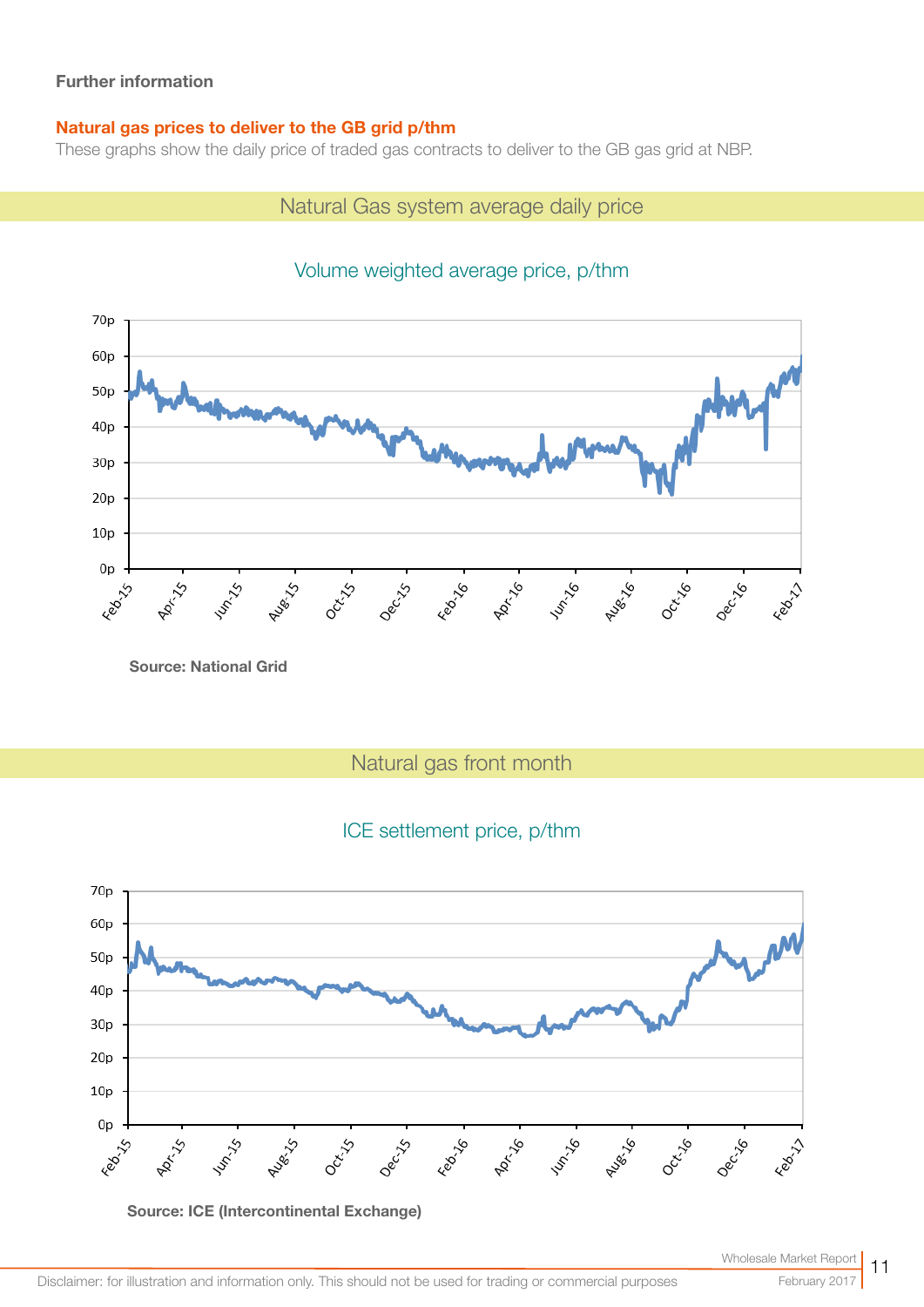**Further information**

**Natural gas prices to deliver to the GB grid p/thm**

These graphs show the daily price of traded gas contracts to deliver to the GB gas grid at NBP.

## Natural Gas system average daily price

Volume weighted average price, p/thm

70p
60p
50p
40p
30p
20p
10p
0p

Feb-15 Apr-15 Jun-15 Aug-15 Oct-15 Dec-15 Feb-16 Apr-16 Jun-16 Aug-16 Oct-16 Dec-16 Feb-17

**Source: National Grid**

## Natural gas front month

ICE settlement price, p/thm

70p
60p
50p
40p
30p
20p
10p
0p

Feb-15 Apr-15 Jun-15 Aug-15 Oct-15 Dec-15 Feb-16 Apr-16 Jun-16 Aug-16 Oct-16 Dec-16 Feb-17

**Source: ICE (Intercontinental Exchange)**

Disclaimer: for illustration and information only. This should not be used for trading or commercial purposes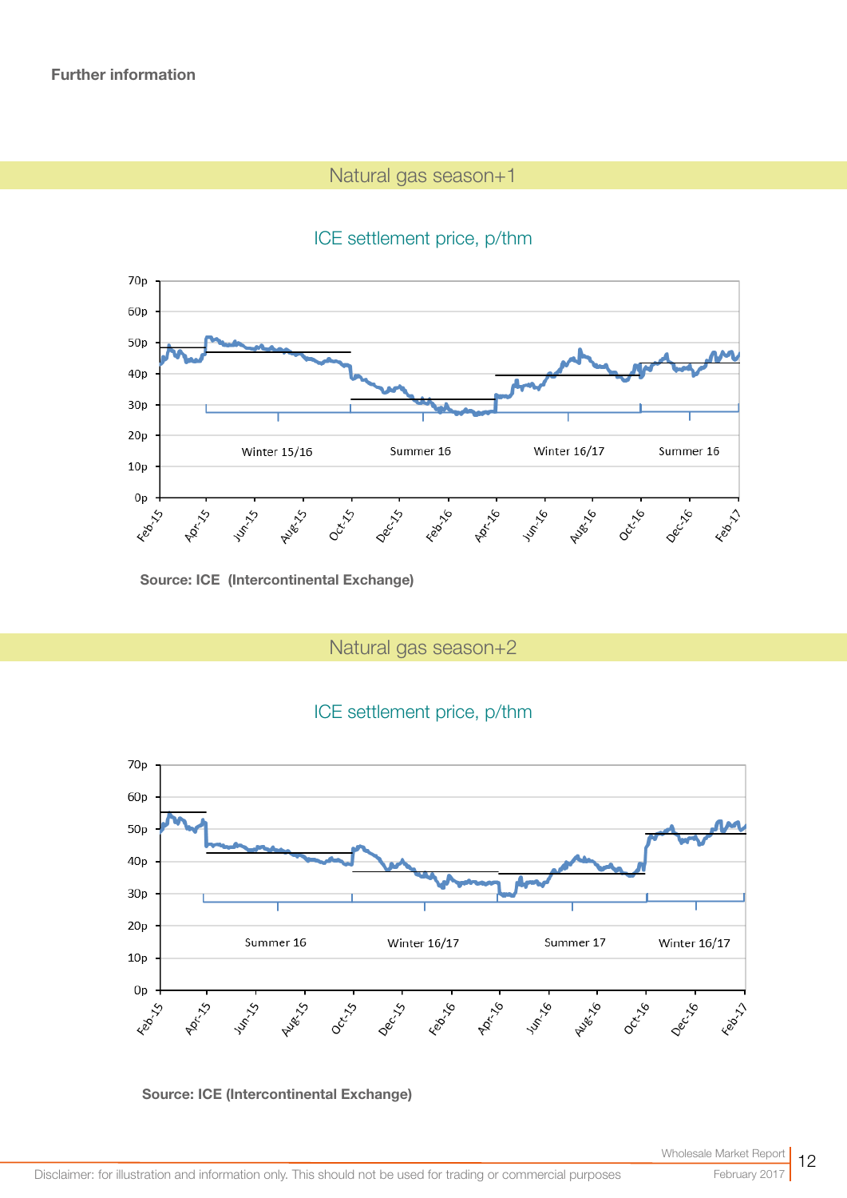**Further information**

## Natural gas season+1

ICE settlement price, p/thm

70p
60p
50p
40p
30p
20p
10p
0p

Winter 15/16
Summer 16
Winter 16/17
Summer 16

Feb-15 Apr-15 Jun-15 Aug-15 Oct-15 Dec-15 Feb-16 Apr-16 Jun-16 Aug-16 Oct-16 Dec-16 Feb-17

**Source: ICE (Intercontinental Exchange)**

## Natural gas season+2

ICE settlement price, p/thm

70p
60p
50p
40p
30p
20p
10p
0p

Summer 16
Winter 16/17
Summer 17
Winter 16/17

Feb-15 Apr-15 Jun-15 Aug-15 Oct-15 Dec-15 Feb-16 Apr-16 Jun-16 Aug-16 Oct-16 Dec-16 Feb-17

**Source: ICE (Intercontinental Exchange)**

Disclaimer: for illustration and information only. This should not be used for trading or commercial purposes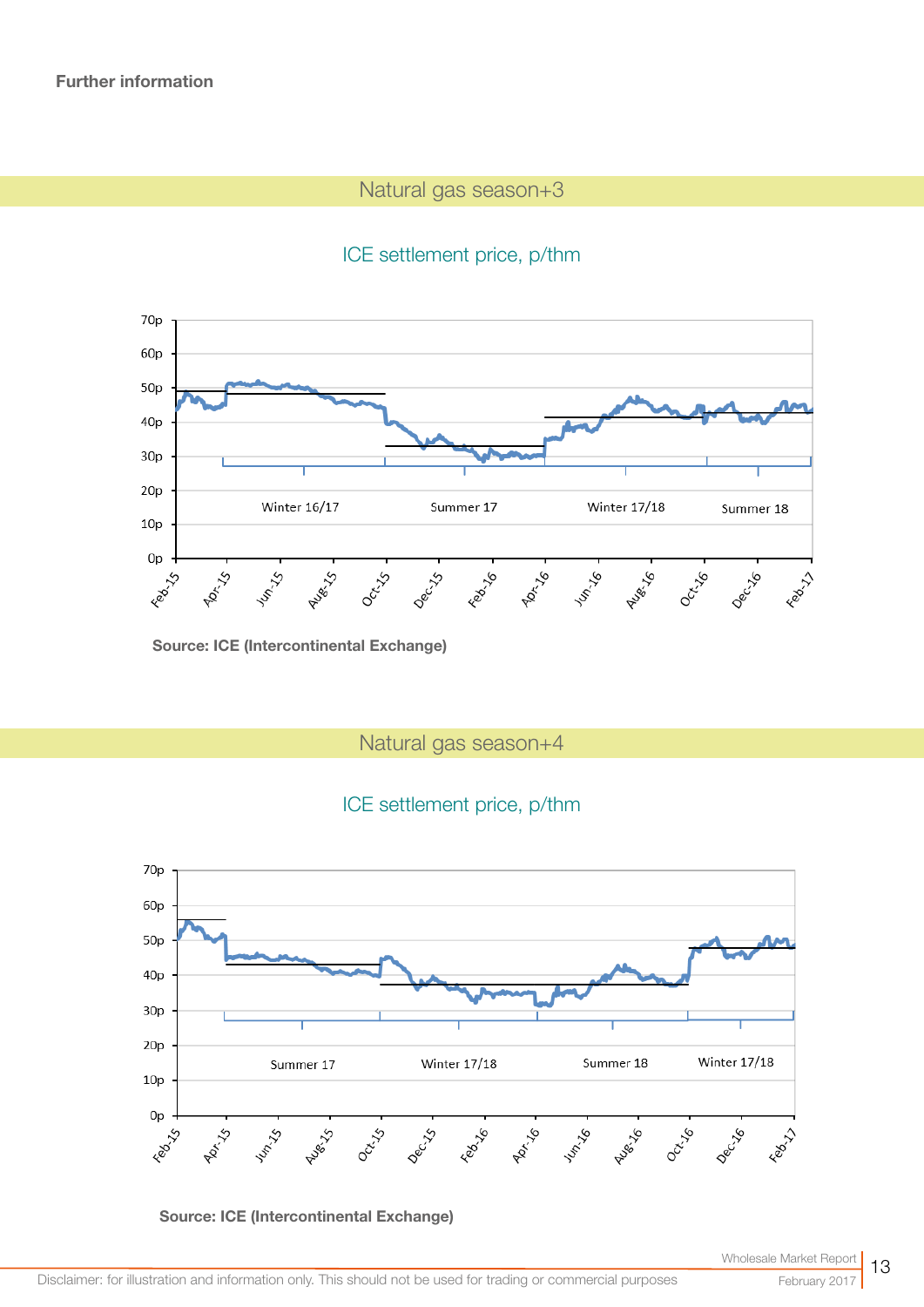**Further information**

## Natural gas season+3

ICE settlement price, p/thm

70p
60p
50p
40p
30p
20p
10p
0p

Winter 16/17
Summer 17
Winter 17/18
Summer 18

Feb-15 Apr-15 Jun-15 Aug-15 Oct-15 Dec-15 Feb-16 Apr-16 Jun-16 Aug-16 Oct-16 Dec-16 Feb-17

**Source: ICE (Intercontinental Exchange)**

## Natural gas season+4

ICE settlement price, p/thm

70p
60p
50p
40p
30p
20p
10p
0p

Summer 17
Winter 17/18
Summer 18
Winter 17/18

Feb-15 Apr-15 Jun-15 Aug-15 Oct-15 Dec-15 Feb-16 Apr-16 Jun-16 Aug-16 Oct-16 Dec-16 Feb-17

**Source: ICE (Intercontinental Exchange)**

Disclaimer: for illustration and information only. This should not be used for trading or commercial purposes